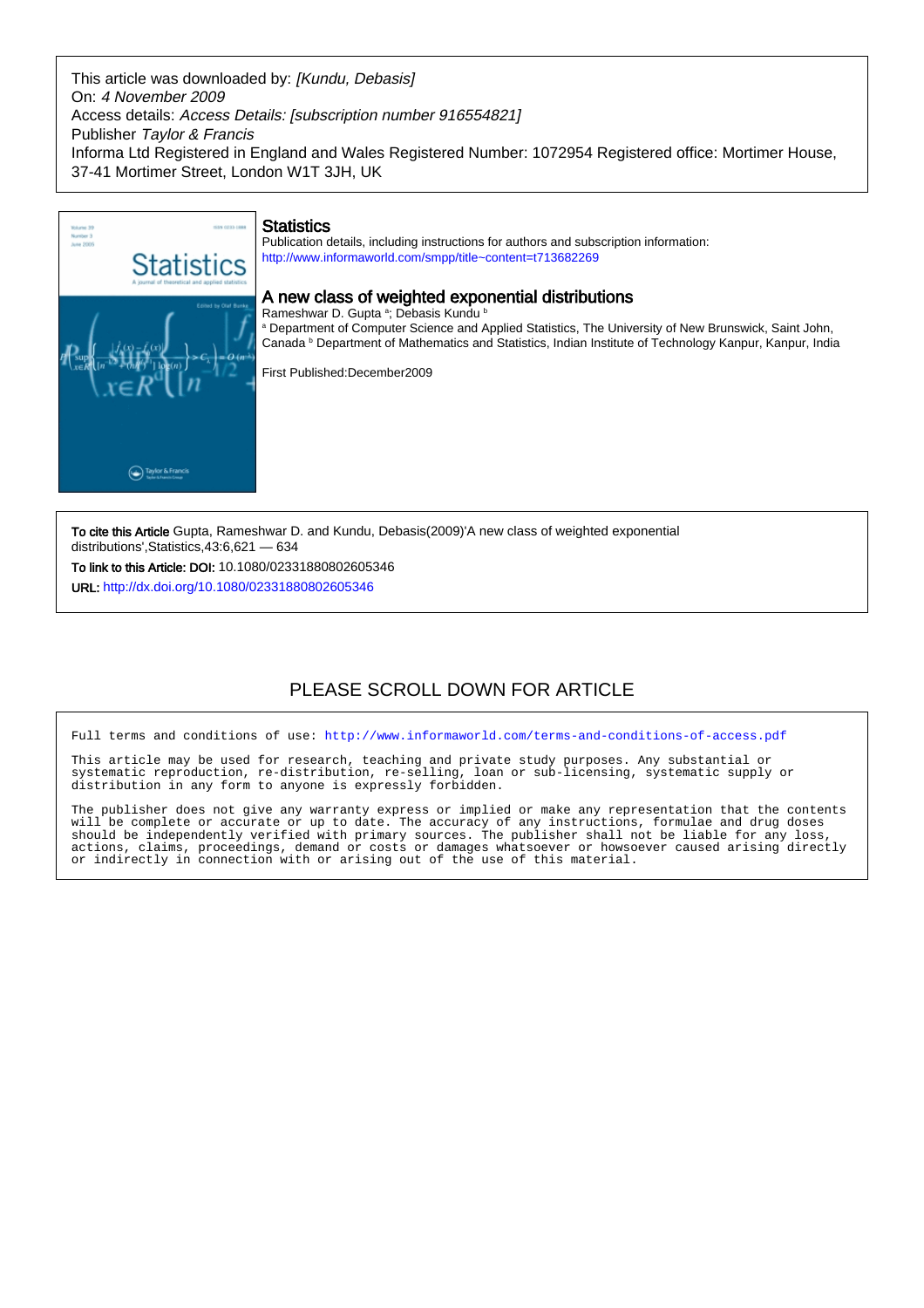This article was downloaded by: *[Kundu, Debasis]*
On: *4 November 2009*
Access details: *Access Details: [subscription number 916554821]*
Publisher *Taylor & Francis*
Informa Ltd Registered in England and Wales Registered Number: 1072954 Registered office: Mortimer House, 37-41 Mortimer Street, London W1T 3JH, UK

## Statistics

Publication details, including instructions for authors and subscription information:
http://www.informaworld.com/smpp/title~content=t713682269

## A new class of weighted exponential distributions

Rameshwar D. Gupta [a]; Debasis Kundu [b]

[a] Department of Computer Science and Applied Statistics, The University of New Brunswick, Saint John, Canada [b] Department of Mathematics and Statistics, Indian Institute of Technology Kanpur, Kanpur, India

First Published:December2009

**To cite this Article** Gupta, Rameshwar D. and Kundu, Debasis(2009)'A new class of weighted exponential distributions',Statistics,43:6,621 — 634

**To link to this Article: DOI:** 10.1080/02331880802605346

**URL:** http://dx.doi.org/10.1080/02331880802605346

PLEASE SCROLL DOWN FOR ARTICLE

Full terms and conditions of use: http://www.informaworld.com/terms-and-conditions-of-access.pdf

This article may be used for research, teaching and private study purposes. Any substantial or systematic reproduction, re-distribution, re-selling, loan or sub-licensing, systematic supply or distribution in any form to anyone is expressly forbidden.

The publisher does not give any warranty express or implied or make any representation that the contents will be complete or accurate or up to date. The accuracy of any instructions, formulae and drug doses should be independently verified with primary sources. The publisher shall not be liable for any loss, actions, claims, proceedings, demand or costs or damages whatsoever or howsoever caused arising directly or indirectly in connection with or arising out of the use of this material.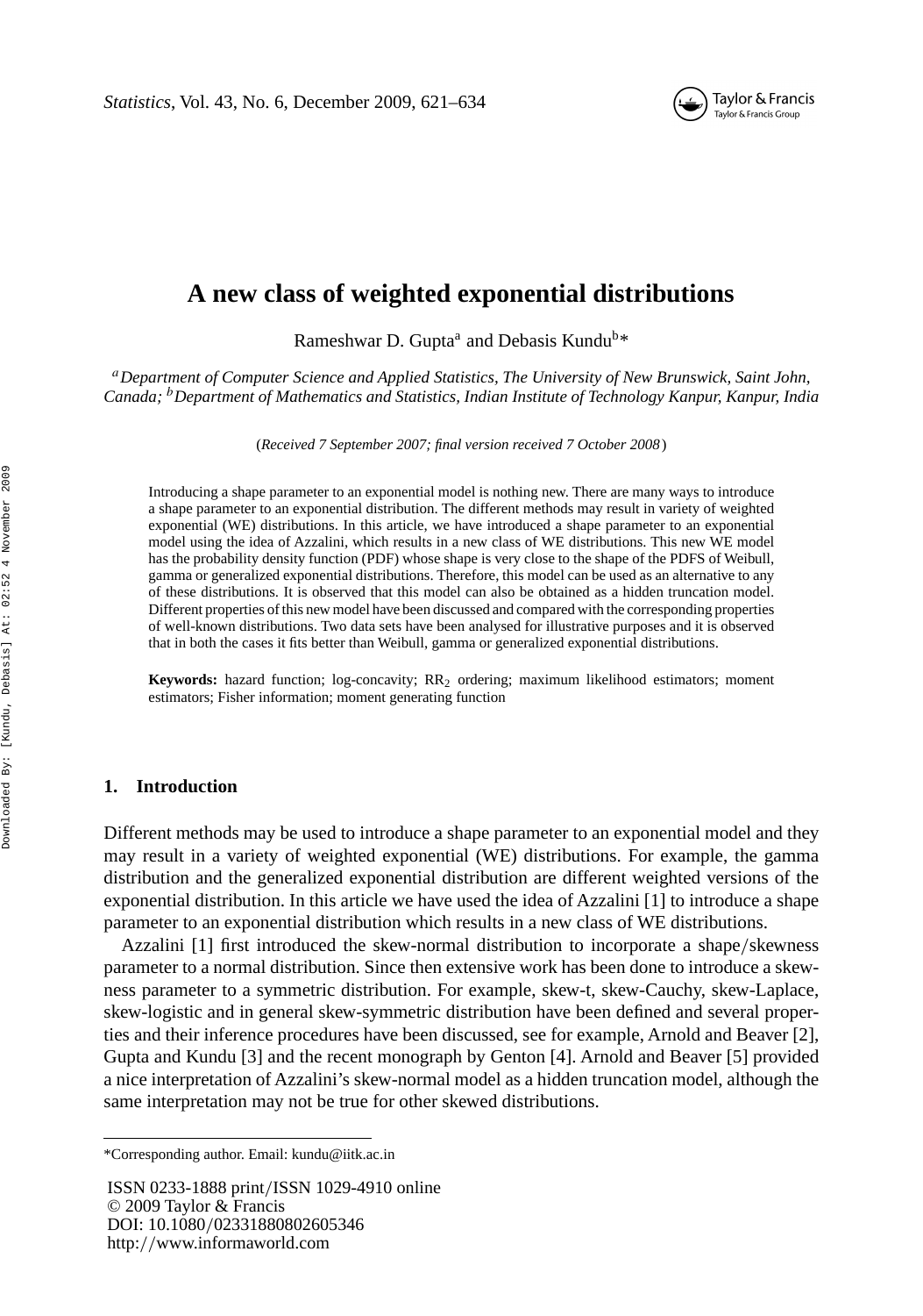# A new class of weighted exponential distributions

Rameshwar D. Gupta[a] and Debasis Kundu[b]*

[a] *Department of Computer Science and Applied Statistics, The University of New Brunswick, Saint John, Canada;* [b] *Department of Mathematics and Statistics, Indian Institute of Technology Kanpur, Kanpur, India*

(*Received 7 September 2007; final version received 7 October 2008*)

Introducing a shape parameter to an exponential model is nothing new. There are many ways to introduce a shape parameter to an exponential distribution. The different methods may result in variety of weighted exponential (WE) distributions. In this article, we have introduced a shape parameter to an exponential model using the idea of Azzalini, which results in a new class of WE distributions. This new WE model has the probability density function (PDF) whose shape is very close to the shape of the PDFS of Weibull, gamma or generalized exponential distributions. Therefore, this model can be used as an alternative to any of these distributions. It is observed that this model can also be obtained as a hidden truncation model. Different properties of this new model have been discussed and compared with the corresponding properties of well-known distributions. Two data sets have been analysed for illustrative purposes and it is observed that in both the cases it fits better than Weibull, gamma or generalized exponential distributions.

**Keywords:** hazard function; log-concavity; $RR_2$ ordering; maximum likelihood estimators; moment estimators; Fisher information; moment generating function

## 1. Introduction

Different methods may be used to introduce a shape parameter to an exponential model and they may result in a variety of weighted exponential (WE) distributions. For example, the gamma distribution and the generalized exponential distribution are different weighted versions of the exponential distribution. In this article we have used the idea of Azzalini [1] to introduce a shape parameter to an exponential distribution which results in a new class of WE distributions.

Azzalini [1] first introduced the skew-normal distribution to incorporate a shape/skewness parameter to a normal distribution. Since then extensive work has been done to introduce a skewness parameter to a symmetric distribution. For example, skew-t, skew-Cauchy, skew-Laplace, skew-logistic and in general skew-symmetric distribution have been defined and several properties and their inference procedures have been discussed, see for example, Arnold and Beaver [2], Gupta and Kundu [3] and the recent monograph by Genton [4]. Arnold and Beaver [5] provided a nice interpretation of Azzalini's skew-normal model as a hidden truncation model, although the same interpretation may not be true for other skewed distributions.

*Corresponding author. Email: kundu@iitk.ac.in

ISSN 0233-1888 print/ISSN 1029-4910 online
© 2009 Taylor & Francis
DOI: 10.1080/02331880802605346
http://www.informaworld.com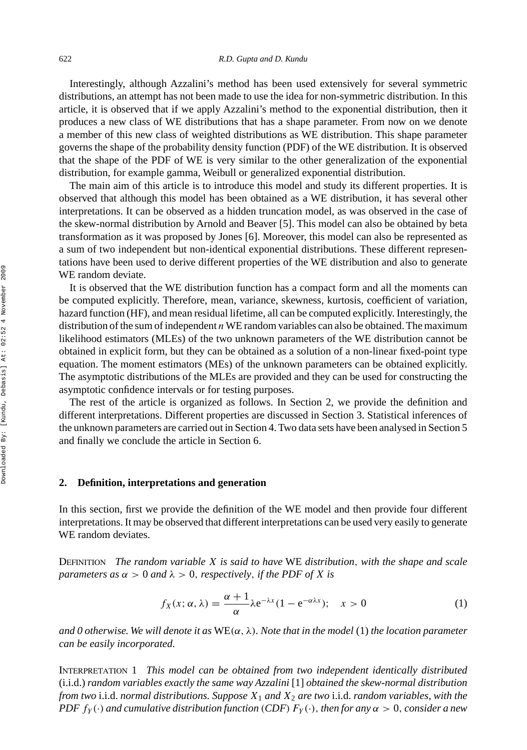Interestingly, although Azzalini's method has been used extensively for several symmetric distributions, an attempt has not been made to use the idea for non-symmetric distribution. In this article, it is observed that if we apply Azzalini's method to the exponential distribution, then it produces a new class of WE distributions that has a shape parameter. From now on we denote a member of this new class of weighted distributions as WE distribution. This shape parameter governs the shape of the probability density function (PDF) of the WE distribution. It is observed that the shape of the PDF of WE is very similar to the other generalization of the exponential distribution, for example gamma, Weibull or generalized exponential distribution.

The main aim of this article is to introduce this model and study its different properties. It is observed that although this model has been obtained as a WE distribution, it has several other interpretations. It can be observed as a hidden truncation model, as was observed in the case of the skew-normal distribution by Arnold and Beaver [5]. This model can also be obtained by beta transformation as it was proposed by Jones [6]. Moreover, this model can also be represented as a sum of two independent but non-identical exponential distributions. These different representations have been used to derive different properties of the WE distribution and also to generate WE random deviate.

It is observed that the WE distribution function has a compact form and all the moments can be computed explicitly. Therefore, mean, variance, skewness, kurtosis, coefficient of variation, hazard function (HF), and mean residual lifetime, all can be computed explicitly. Interestingly, the distribution of the sum of independent $n$ WE random variables can also be obtained. The maximum likelihood estimators (MLEs) of the two unknown parameters of the WE distribution cannot be obtained in explicit form, but they can be obtained as a solution of a non-linear fixed-point type equation. The moment estimators (MEs) of the unknown parameters can be obtained explicitly. The asymptotic distributions of the MLEs are provided and they can be used for constructing the asymptotic confidence intervals or for testing purposes.

The rest of the article is organized as follows. In Section 2, we provide the definition and different interpretations. Different properties are discussed in Section 3. Statistical inferences of the unknown parameters are carried out in Section 4. Two data sets have been analysed in Section 5 and finally we conclude the article in Section 6.

## 2. Definition, interpretations and generation

In this section, first we provide the definition of the WE model and then provide four different interpretations. It may be observed that different interpretations can be used very easily to generate WE random deviates.

DEFINITION *The random variable $X$ is said to have* WE *distribution, with the shape and scale parameters as $\alpha > 0$ and $\lambda > 0$, respectively, if the PDF of $X$ is*

$$f_X(x; \alpha, \lambda) = \frac{\alpha + 1}{\alpha} \lambda e^{-\lambda x}(1 - e^{-\alpha\lambda x}); \quad x > 0 \tag{1}$$

*and 0 otherwise. We will denote it as* $\mathrm{WE}(\alpha, \lambda)$. *Note that in the model* (1) *the location parameter can be easily incorporated.*

INTERPRETATION 1 *This model can be obtained from two independent identically distributed* (i.i.d.) *random variables exactly the same way Azzalini* [1] *obtained the skew-normal distribution from two* i.i.d. *normal distributions. Suppose $X_1$ and $X_2$ are two* i.i.d. *random variables, with the PDF $f_Y(\cdot)$ and cumulative distribution function* (*CDF*) *$F_Y(\cdot)$, then for any $\alpha > 0$, consider a new*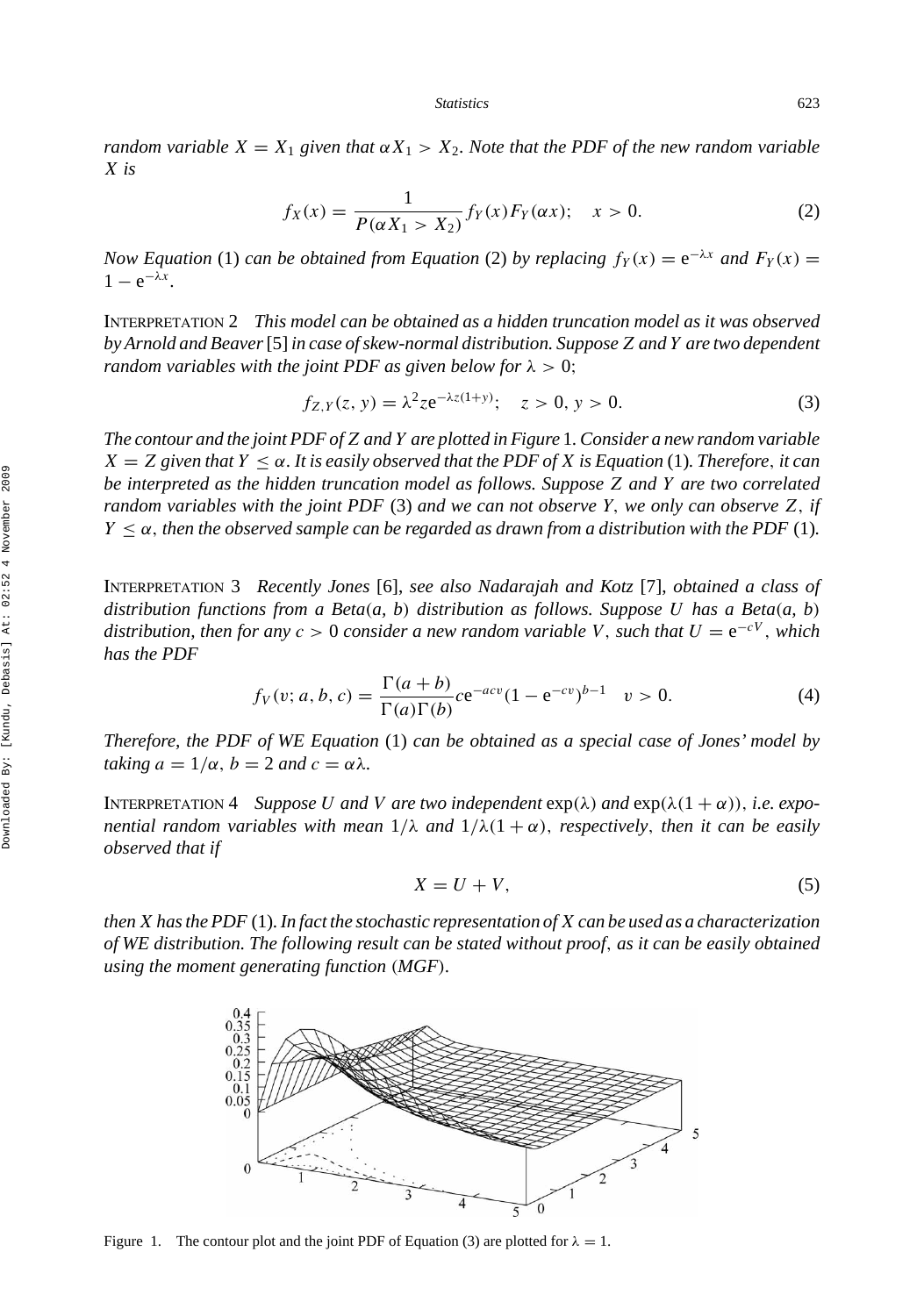*random variable $X = X_1$ given that $\alpha X_1 > X_2$. Note that the PDF of the new random variable $X$ is*

$$f_X(x) = \frac{1}{P(\alpha X_1 > X_2)} f_Y(x) F_Y(\alpha x); \quad x > 0. \tag{2}$$

*Now Equation* (1) *can be obtained from Equation* (2) *by replacing $f_Y(x) = e^{-\lambda x}$ and $F_Y(x) = 1 - e^{-\lambda x}$.*

INTERPRETATION 2 *This model can be obtained as a hidden truncation model as it was observed by Arnold and Beaver* [5] *in case of skew-normal distribution. Suppose Z and Y are two dependent random variables with the joint PDF as given below for $\lambda > 0$;*

$$f_{Z,Y}(z, y) = \lambda^2 z e^{-\lambda z(1+y)}; \quad z > 0, y > 0. \tag{3}$$

*The contour and the joint PDF of Z and Y are plotted in Figure* 1. *Consider a new random variable $X = Z$ given that $Y \le \alpha$. It is easily observed that the PDF of X is Equation* (1). *Therefore, it can be interpreted as the hidden truncation model as follows. Suppose Z and Y are two correlated random variables with the joint PDF* (3) *and we can not observe Y, we only can observe Z, if $Y \le \alpha$, then the observed sample can be regarded as drawn from a distribution with the PDF* (1).

INTERPRETATION 3 *Recently Jones* [6], *see also Nadarajah and Kotz* [7], *obtained a class of distribution functions from a Beta$(a, b)$ distribution as follows. Suppose U has a Beta$(a, b)$ distribution, then for any $c > 0$ consider a new random variable V, such that $U = e^{-cV}$, which has the PDF*

$$f_V(v; a, b, c) = \frac{\Gamma(a+b)}{\Gamma(a)\Gamma(b)} c e^{-acv}(1 - e^{-cv})^{b-1} \quad v > 0. \tag{4}$$

*Therefore, the PDF of WE Equation* (1) *can be obtained as a special case of Jones' model by taking $a = 1/\alpha$, $b = 2$ and $c = \alpha\lambda$.*

INTERPRETATION 4 *Suppose U and V are two independent* $\exp(\lambda)$ *and* $\exp(\lambda(1+\alpha))$, *i.e. exponential random variables with mean $1/\lambda$ and $1/\lambda(1+\alpha)$, respectively, then it can be easily observed that if*

$$X = U + V, \tag{5}$$

*then X has the PDF* (1). *In fact the stochastic representation of X can be used as a characterization of WE distribution. The following result can be stated without proof, as it can be easily obtained using the moment generating function* (*MGF*).

Figure 1. The contour plot and the joint PDF of Equation (3) are plotted for $\lambda = 1$.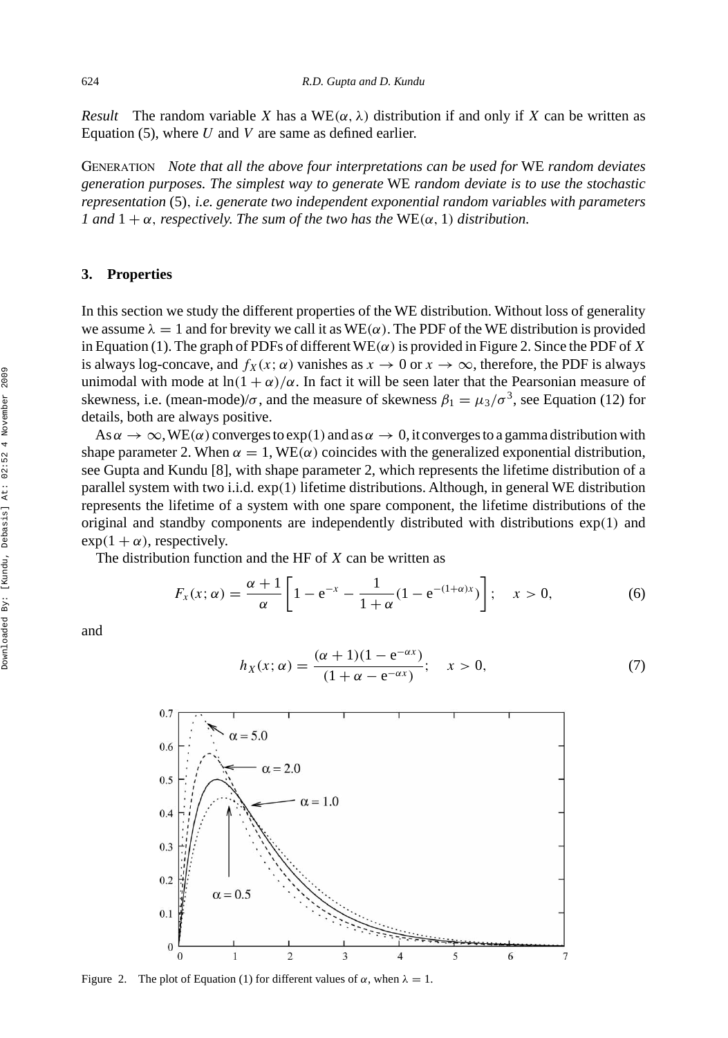*Result* The random variable $X$ has a $\text{WE}(\alpha, \lambda)$ distribution if and only if $X$ can be written as Equation (5), where $U$ and $V$ are same as defined earlier.

GENERATION *Note that all the above four interpretations can be used for* WE *random deviates generation purposes. The simplest way to generate* WE *random deviate is to use the stochastic representation* (5), *i.e. generate two independent exponential random variables with parameters 1 and* $1+\alpha$, *respectively. The sum of the two has the* $\text{WE}(\alpha, 1)$ *distribution.*

## 3. Properties

In this section we study the different properties of the WE distribution. Without loss of generality we assume $\lambda = 1$ and for brevity we call it as $\text{WE}(\alpha)$. The PDF of the WE distribution is provided in Equation (1). The graph of PDFs of different $\text{WE}(\alpha)$ is provided in Figure 2. Since the PDF of $X$ is always log-concave, and $f_X(x; \alpha)$ vanishes as $x \to 0$ or $x \to \infty$, therefore, the PDF is always unimodal with mode at $\ln(1+\alpha)/\alpha$. In fact it will be seen later that the Pearsonian measure of skewness, i.e. (mean-mode)/$\sigma$, and the measure of skewness $\beta_1 = \mu_3/\sigma^3$, see Equation (12) for details, both are always positive.

As $\alpha \to \infty$, $\text{WE}(\alpha)$ converges to $\exp(1)$ and as $\alpha \to 0$, it converges to a gamma distribution with shape parameter 2. When $\alpha = 1$, $\text{WE}(\alpha)$ coincides with the generalized exponential distribution, see Gupta and Kundu [8], with shape parameter 2, which represents the lifetime distribution of a parallel system with two i.i.d. $\exp(1)$ lifetime distributions. Although, in general WE distribution represents the lifetime of a system with one spare component, the lifetime distributions of the original and standby components are independently distributed with distributions $\exp(1)$ and $\exp(1+\alpha)$, respectively.

The distribution function and the HF of $X$ can be written as

$$F_x(x; \alpha) = \frac{\alpha+1}{\alpha}\left[1 - e^{-x} - \frac{1}{1+\alpha}(1 - e^{-(1+\alpha)x})\right]; \quad x > 0, \tag{6}$$

and

$$h_X(x; \alpha) = \frac{(\alpha+1)(1 - e^{-\alpha x})}{(1 + \alpha - e^{-\alpha x})}; \quad x > 0, \tag{7}$$

Figure 2. The plot of Equation (1) for different values of $\alpha$, when $\lambda = 1$.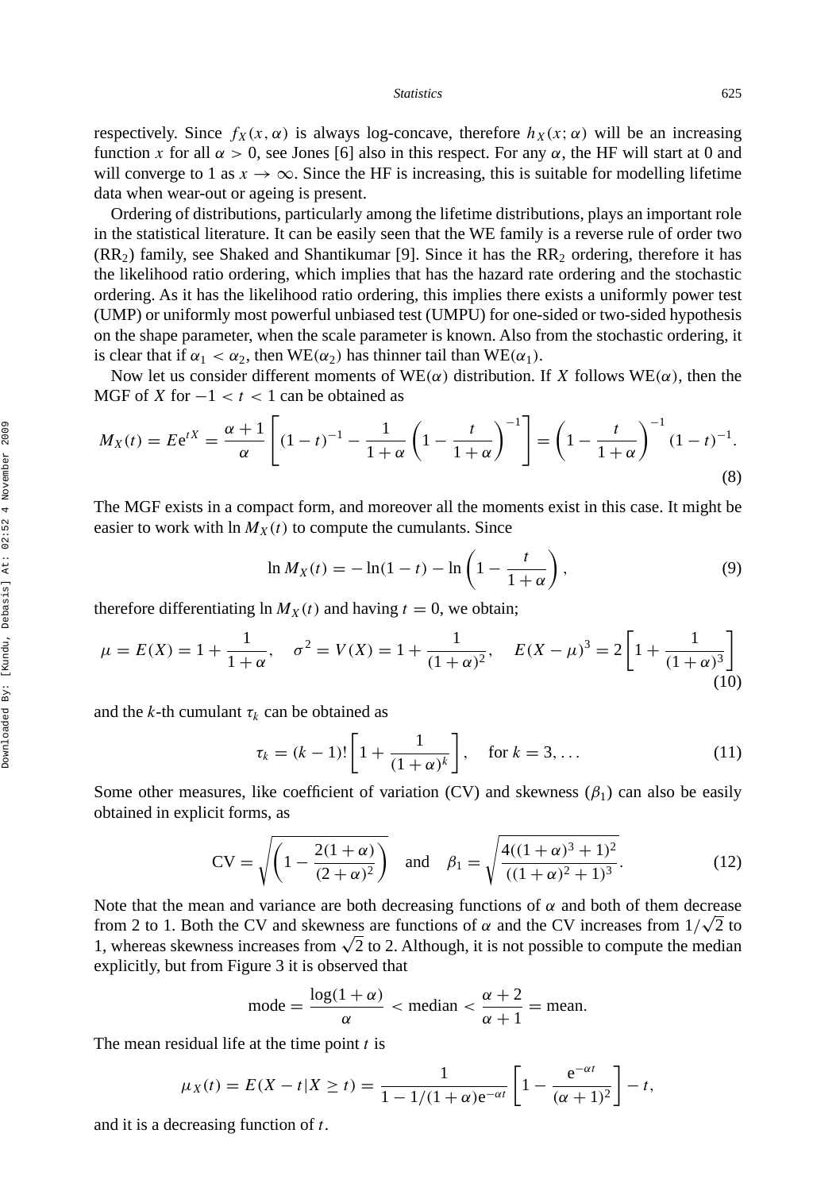respectively. Since $f_X(x, \alpha)$ is always log-concave, therefore $h_X(x; \alpha)$ will be an increasing function $x$ for all $\alpha > 0$, see Jones [6] also in this respect. For any $\alpha$, the HF will start at 0 and will converge to 1 as $x \to \infty$. Since the HF is increasing, this is suitable for modelling lifetime data when wear-out or ageing is present.

Ordering of distributions, particularly among the lifetime distributions, plays an important role in the statistical literature. It can be easily seen that the WE family is a reverse rule of order two ($RR_2$) family, see Shaked and Shantikumar [9]. Since it has the $RR_2$ ordering, therefore it has the likelihood ratio ordering, which implies that has the hazard rate ordering and the stochastic ordering. As it has the likelihood ratio ordering, this implies there exists a uniformly power test (UMP) or uniformly most powerful unbiased test (UMPU) for one-sided or two-sided hypothesis on the shape parameter, when the scale parameter is known. Also from the stochastic ordering, it is clear that if $\alpha_1 < \alpha_2$, then $\text{WE}(\alpha_2)$ has thinner tail than $\text{WE}(\alpha_1)$.

Now let us consider different moments of $\text{WE}(\alpha)$ distribution. If $X$ follows $\text{WE}(\alpha)$, then the MGF of $X$ for $-1 < t < 1$ can be obtained as

$$M_X(t) = E e^{tX} = \frac{\alpha+1}{\alpha}\left[(1-t)^{-1} - \frac{1}{1+\alpha}\left(1 - \frac{t}{1+\alpha}\right)^{-1}\right] = \left(1 - \frac{t}{1+\alpha}\right)^{-1}(1-t)^{-1}. \tag{8}$$

The MGF exists in a compact form, and moreover all the moments exist in this case. It might be easier to work with $\ln M_X(t)$ to compute the cumulants. Since

$$\ln M_X(t) = -\ln(1-t) - \ln\left(1 - \frac{t}{1+\alpha}\right), \tag{9}$$

therefore differentiating $\ln M_X(t)$ and having $t = 0$, we obtain;

$$\mu = E(X) = 1 + \frac{1}{1+\alpha}, \quad \sigma^2 = V(X) = 1 + \frac{1}{(1+\alpha)^2}, \quad E(X-\mu)^3 = 2\left[1 + \frac{1}{(1+\alpha)^3}\right] \tag{10}$$

and the $k$-th cumulant $\tau_k$ can be obtained as

$$\tau_k = (k-1)!\left[1 + \frac{1}{(1+\alpha)^k}\right], \quad \text{for } k = 3, \ldots \tag{11}$$

Some other measures, like coefficient of variation (CV) and skewness ($\beta_1$) can also be easily obtained in explicit forms, as

$$\text{CV} = \sqrt{\left(1 - \frac{2(1+\alpha)}{(2+\alpha)^2}\right)} \quad \text{and} \quad \beta_1 = \sqrt{\frac{4((1+\alpha)^3+1)^2}{((1+\alpha)^2+1)^3}}. \tag{12}$$

Note that the mean and variance are both decreasing functions of $\alpha$ and both of them decrease from 2 to 1. Both the CV and skewness are functions of $\alpha$ and the CV increases from $1/\sqrt{2}$ to 1, whereas skewness increases from $\sqrt{2}$ to 2. Although, it is not possible to compute the median explicitly, but from Figure 3 it is observed that

$$\text{mode} = \frac{\log(1+\alpha)}{\alpha} < \text{median} < \frac{\alpha+2}{\alpha+1} = \text{mean}.$$

The mean residual life at the time point $t$ is

$$\mu_X(t) = E(X - t | X \geq t) = \frac{1}{1 - 1/(1+\alpha)e^{-\alpha t}}\left[1 - \frac{e^{-\alpha t}}{(\alpha+1)^2}\right] - t,$$

and it is a decreasing function of $t$.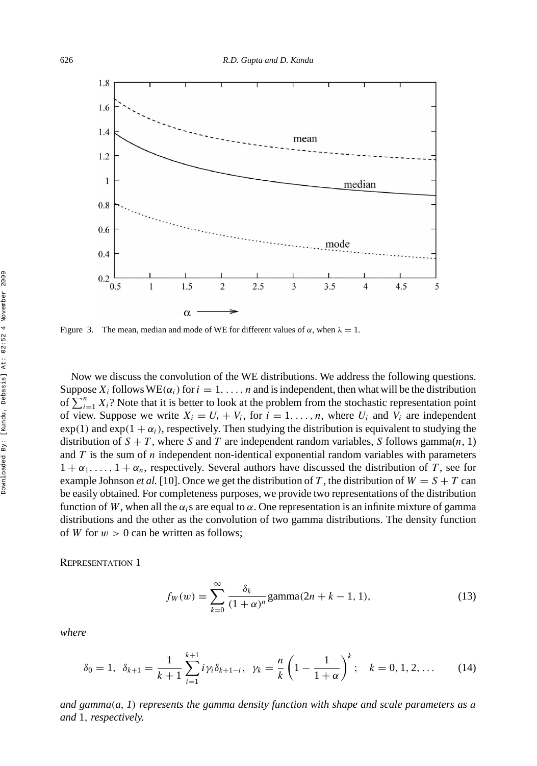Figure 3. The mean, median and mode of WE for different values of $\alpha$, when $\lambda = 1$.

Now we discuss the convolution of the WE distributions. We address the following questions. Suppose $X_i$ follows WE($\alpha_i$) for $i = 1, \ldots, n$ and is independent, then what will be the distribution of $\sum_{i=1}^{n} X_i$? Note that it is better to look at the problem from the stochastic representation point of view. Suppose we write $X_i = U_i + V_i$, for $i = 1, \ldots, n$, where $U_i$ and $V_i$ are independent $\exp(1)$ and $\exp(1 + \alpha_i)$, respectively. Then studying the distribution is equivalent to studying the distribution of $S + T$, where $S$ and $T$ are independent random variables, $S$ follows gamma$(n, 1)$ and $T$ is the sum of $n$ independent non-identical exponential random variables with parameters $1 + \alpha_1, \ldots, 1 + \alpha_n$, respectively. Several authors have discussed the distribution of $T$, see for example Johnson *et al.* [10]. Once we get the distribution of $T$, the distribution of $W = S + T$ can be easily obtained. For completeness purposes, we provide two representations of the distribution function of $W$, when all the $\alpha_i$s are equal to $\alpha$. One representation is an infinite mixture of gamma distributions and the other as the convolution of two gamma distributions. The density function of $W$ for $w > 0$ can be written as follows;

REPRESENTATION 1

$$f_W(w) = \sum_{k=0}^{\infty} \frac{\delta_k}{(1+\alpha)^n} \text{gamma}(2n + k - 1, 1), \tag{13}$$

*where*

$$\delta_0 = 1, \;\; \delta_{k+1} = \frac{1}{k+1} \sum_{i=1}^{k+1} i \gamma_i \delta_{k+1-i}, \;\; \gamma_k = \frac{n}{k} \left(1 - \frac{1}{1+\alpha}\right)^k; \quad k = 0, 1, 2, \ldots \tag{14}$$

*and gamma$(a, 1)$ represents the gamma density function with shape and scale parameters as $a$ and 1, respectively.*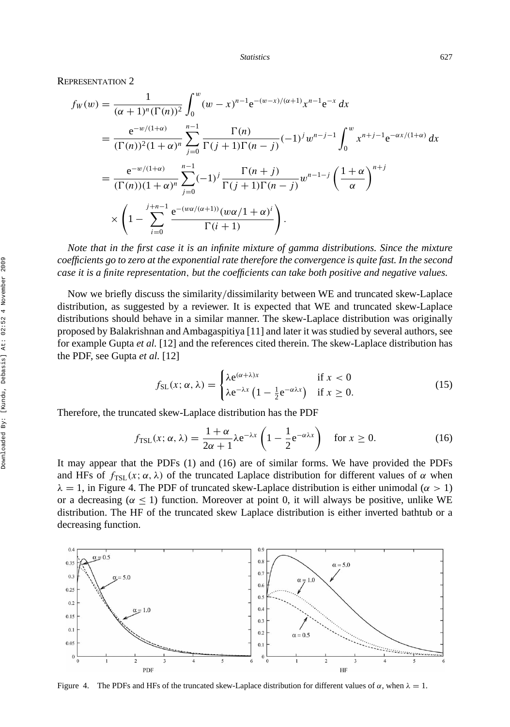REPRESENTATION 2

$$
\begin{aligned}
f_W(w) &= \frac{1}{(\alpha+1)^n(\Gamma(n))^2}\int_0^w (w-x)^{n-1}\mathrm{e}^{-(w-x)/(\alpha+1)}x^{n-1}\mathrm{e}^{-x}\,dx \\
&= \frac{\mathrm{e}^{-w/(1+\alpha)}}{(\Gamma(n))^2(1+\alpha)^n}\sum_{j=0}^{n-1}\frac{\Gamma(n)}{\Gamma(j+1)\Gamma(n-j)}(-1)^j w^{n-j-1}\int_0^w x^{n+j-1}\mathrm{e}^{-\alpha x/(1+\alpha)}\,dx \\
&= \frac{\mathrm{e}^{-w/(1+\alpha)}}{(\Gamma(n))(1+\alpha)^n}\sum_{j=0}^{n-1}(-1)^j\frac{\Gamma(n+j)}{\Gamma(j+1)\Gamma(n-j)}w^{n-1-j}\left(\frac{1+\alpha}{\alpha}\right)^{n+j} \\
&\quad\times\left(1-\sum_{i=0}^{j+n-1}\frac{\mathrm{e}^{-(w\alpha/(\alpha+1))}(w\alpha/1+\alpha)^i}{\Gamma(i+1)}\right).
\end{aligned}
$$

*Note that in the first case it is an infinite mixture of gamma distributions. Since the mixture coefficients go to zero at the exponential rate therefore the convergence is quite fast. In the second case it is a finite representation, but the coefficients can take both positive and negative values.*

Now we briefly discuss the similarity/dissimilarity between WE and truncated skew-Laplace distribution, as suggested by a reviewer. It is expected that WE and truncated skew-Laplace distributions should behave in a similar manner. The skew-Laplace distribution was originally proposed by Balakrishnan and Ambagaspitiya [11] and later it was studied by several authors, see for example Gupta *et al.* [12] and the references cited therein. The skew-Laplace distribution has the PDF, see Gupta *et al.* [12]

$$
f_{\mathrm{SL}}(x;\alpha,\lambda) = \begin{cases} \lambda \mathrm{e}^{(\alpha+\lambda)x} & \text{if } x<0 \\ \lambda \mathrm{e}^{-\lambda x}\left(1-\frac{1}{2}\mathrm{e}^{-\alpha\lambda x}\right) & \text{if } x\geq 0. \end{cases} \tag{15}
$$

Therefore, the truncated skew-Laplace distribution has the PDF

$$
f_{\mathrm{TSL}}(x;\alpha,\lambda) = \frac{1+\alpha}{2\alpha+1}\lambda \mathrm{e}^{-\lambda x}\left(1-\frac{1}{2}\mathrm{e}^{-\alpha\lambda x}\right) \quad \text{for } x\geq 0. \tag{16}
$$

It may appear that the PDFs (1) and (16) are of similar forms. We have provided the PDFs and HFs of $f_{\mathrm{TSL}}(x;\alpha,\lambda)$ of the truncated Laplace distribution for different values of $\alpha$ when $\lambda=1$, in Figure 4. The PDF of truncated skew-Laplace distribution is either unimodal ($\alpha>1$) or a decreasing ($\alpha\leq 1$) function. Moreover at point 0, it will always be positive, unlike WE distribution. The HF of the truncated skew Laplace distribution is either inverted bathtub or a decreasing function.

Figure 4. The PDFs and HFs of the truncated skew-Laplace distribution for different values of $\alpha$, when $\lambda=1$.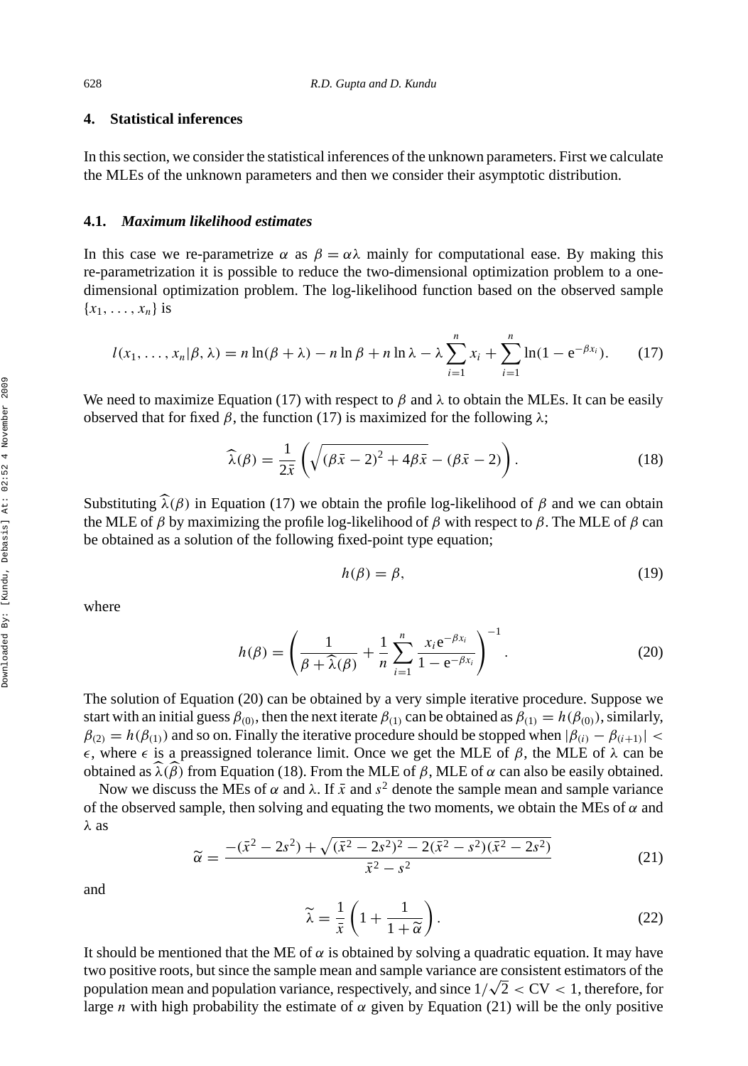## 4. Statistical inferences

In this section, we consider the statistical inferences of the unknown parameters. First we calculate the MLEs of the unknown parameters and then we consider their asymptotic distribution.

### 4.1. *Maximum likelihood estimates*

In this case we re-parametrize $\alpha$ as $\beta = \alpha\lambda$ mainly for computational ease. By making this re-parametrization it is possible to reduce the two-dimensional optimization problem to a one-dimensional optimization problem. The log-likelihood function based on the observed sample $\{x_1, \ldots, x_n\}$ is

$$l(x_1, \ldots, x_n|\beta, \lambda) = n\ln(\beta + \lambda) - n\ln\beta + n\ln\lambda - \lambda\sum_{i=1}^{n} x_i + \sum_{i=1}^{n}\ln(1 - \mathrm{e}^{-\beta x_i}). \tag{17}$$

We need to maximize Equation (17) with respect to $\beta$ and $\lambda$ to obtain the MLEs. It can be easily observed that for fixed $\beta$, the function (17) is maximized for the following $\lambda$;

$$\widehat{\lambda}(\beta) = \frac{1}{2\bar{x}}\left(\sqrt{(\beta\bar{x} - 2)^2 + 4\beta\bar{x}} - (\beta\bar{x} - 2)\right). \tag{18}$$

Substituting $\widehat{\lambda}(\beta)$ in Equation (17) we obtain the profile log-likelihood of $\beta$ and we can obtain the MLE of $\beta$ by maximizing the profile log-likelihood of $\beta$ with respect to $\beta$. The MLE of $\beta$ can be obtained as a solution of the following fixed-point type equation;

$$h(\beta) = \beta, \tag{19}$$

where

$$h(\beta) = \left(\frac{1}{\beta + \widehat{\lambda}(\beta)} + \frac{1}{n}\sum_{i=1}^{n}\frac{x_i\mathrm{e}^{-\beta x_i}}{1 - \mathrm{e}^{-\beta x_i}}\right)^{-1}. \tag{20}$$

The solution of Equation (20) can be obtained by a very simple iterative procedure. Suppose we start with an initial guess $\beta_{(0)}$, then the next iterate $\beta_{(1)}$ can be obtained as $\beta_{(1)} = h(\beta_{(0)})$, similarly, $\beta_{(2)} = h(\beta_{(1)})$ and so on. Finally the iterative procedure should be stopped when $|\beta_{(i)} - \beta_{(i+1)}| < \epsilon$, where $\epsilon$ is a preassigned tolerance limit. Once we get the MLE of $\beta$, the MLE of $\lambda$ can be obtained as $\widehat{\lambda}(\widehat{\beta})$ from Equation (18). From the MLE of $\beta$, MLE of $\alpha$ can also be easily obtained.

Now we discuss the MEs of $\alpha$ and $\lambda$. If $\bar{x}$ and $s^2$ denote the sample mean and sample variance of the observed sample, then solving and equating the two moments, we obtain the MEs of $\alpha$ and $\lambda$ as

$$\widetilde{\alpha} = \frac{-(\bar{x}^2 - 2s^2) + \sqrt{(\bar{x}^2 - 2s^2)^2 - 2(\bar{x}^2 - s^2)(\bar{x}^2 - 2s^2)}}{\bar{x}^2 - s^2} \tag{21}$$

and

$$\widetilde{\lambda} = \frac{1}{\bar{x}}\left(1 + \frac{1}{1 + \widetilde{\alpha}}\right). \tag{22}$$

It should be mentioned that the ME of $\alpha$ is obtained by solving a quadratic equation. It may have two positive roots, but since the sample mean and sample variance are consistent estimators of the population mean and population variance, respectively, and since $1/\sqrt{2} < \mathrm{CV} < 1$, therefore, for large $n$ with high probability the estimate of $\alpha$ given by Equation (21) will be the only positive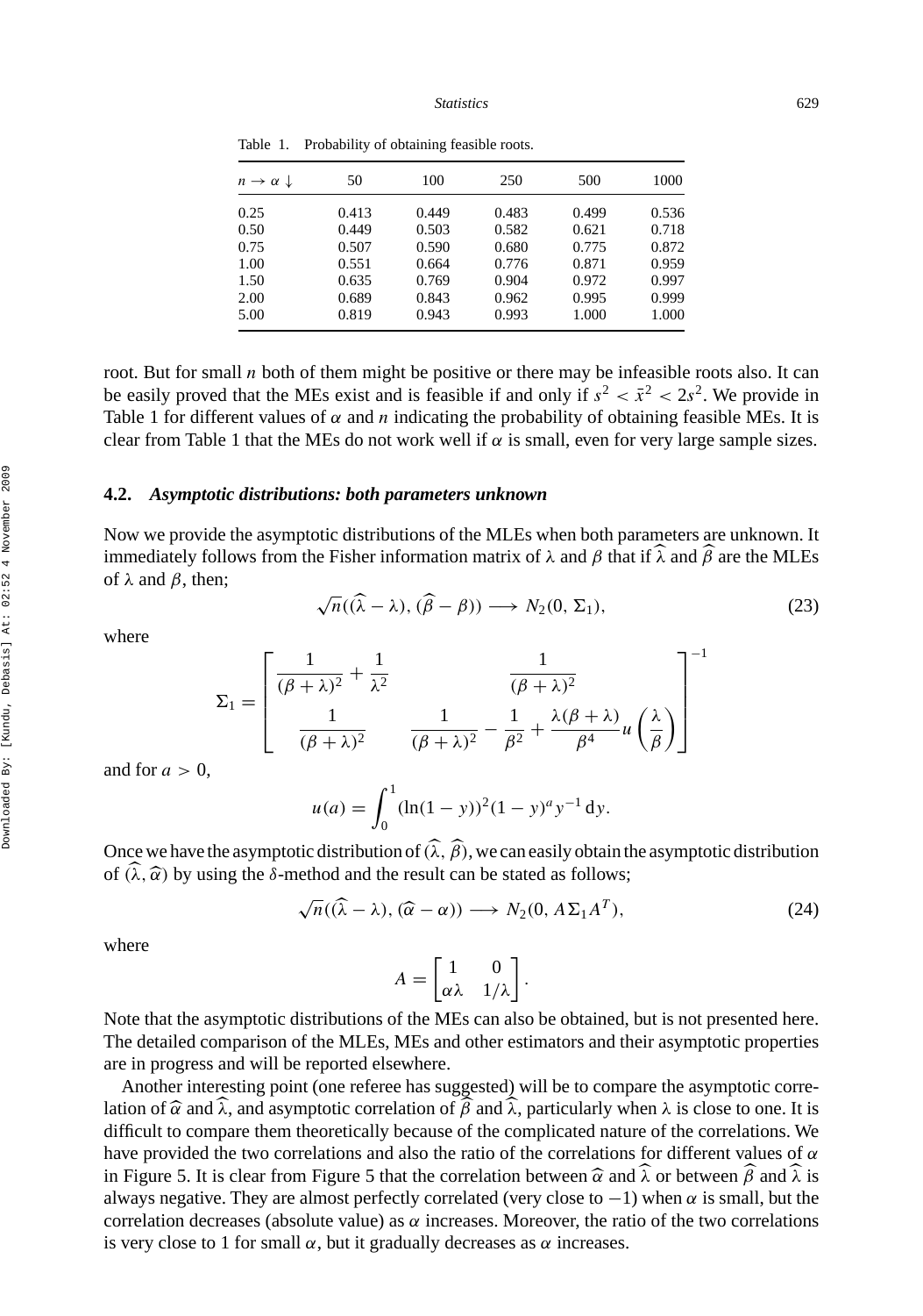Table 1. Probability of obtaining feasible roots.

| $n \rightarrow \alpha \downarrow$ | 50 | 100 | 250 | 500 | 1000 |
|---|---|---|---|---|---|
| 0.25 | 0.413 | 0.449 | 0.483 | 0.499 | 0.536 |
| 0.50 | 0.449 | 0.503 | 0.582 | 0.621 | 0.718 |
| 0.75 | 0.507 | 0.590 | 0.680 | 0.775 | 0.872 |
| 1.00 | 0.551 | 0.664 | 0.776 | 0.871 | 0.959 |
| 1.50 | 0.635 | 0.769 | 0.904 | 0.972 | 0.997 |
| 2.00 | 0.689 | 0.843 | 0.962 | 0.995 | 0.999 |
| 5.00 | 0.819 | 0.943 | 0.993 | 1.000 | 1.000 |

root. But for small $n$ both of them might be positive or there may be infeasible roots also. It can be easily proved that the MEs exist and is feasible if and only if $s^2 < \bar{x}^2 < 2s^2$. We provide in Table 1 for different values of $\alpha$ and $n$ indicating the probability of obtaining feasible MEs. It is clear from Table 1 that the MEs do not work well if $\alpha$ is small, even for very large sample sizes.

### 4.2. *Asymptotic distributions: both parameters unknown*

Now we provide the asymptotic distributions of the MLEs when both parameters are unknown. It immediately follows from the Fisher information matrix of $\lambda$ and $\beta$ that if $\widehat{\lambda}$ and $\widehat{\beta}$ are the MLEs of $\lambda$ and $\beta$, then;

$$\sqrt{n}((\widehat{\lambda} - \lambda), (\widehat{\beta} - \beta)) \longrightarrow N_2(0, \Sigma_1), \tag{23}$$

where

$$\Sigma_1 = \begin{bmatrix} \dfrac{1}{(\beta+\lambda)^2} + \dfrac{1}{\lambda^2} & \dfrac{1}{(\beta+\lambda)^2} \\ \dfrac{1}{(\beta+\lambda)^2} & \dfrac{1}{(\beta+\lambda)^2} - \dfrac{1}{\beta^2} + \dfrac{\lambda(\beta+\lambda)}{\beta^4} u\left(\dfrac{\lambda}{\beta}\right) \end{bmatrix}^{-1}$$

and for $a > 0$,

$$u(a) = \int_0^1 (\ln(1-y))^2 (1-y)^a y^{-1} \, dy.$$

Once we have the asymptotic distribution of $(\widehat{\lambda}, \widehat{\beta})$, we can easily obtain the asymptotic distribution of $(\widehat{\lambda}, \widehat{\alpha})$ by using the $\delta$-method and the result can be stated as follows;

$$\sqrt{n}((\widehat{\lambda} - \lambda), (\widehat{\alpha} - \alpha)) \longrightarrow N_2(0, A\Sigma_1 A^T), \tag{24}$$

where

$$A = \begin{bmatrix} 1 & 0 \\ \alpha\lambda & 1/\lambda \end{bmatrix}.$$

Note that the asymptotic distributions of the MEs can also be obtained, but is not presented here. The detailed comparison of the MLEs, MEs and other estimators and their asymptotic properties are in progress and will be reported elsewhere.

Another interesting point (one referee has suggested) will be to compare the asymptotic correlation of $\widehat{\alpha}$ and $\widehat{\lambda}$, and asymptotic correlation of $\widehat{\beta}$ and $\widehat{\lambda}$, particularly when $\lambda$ is close to one. It is difficult to compare them theoretically because of the complicated nature of the correlations. We have provided the two correlations and also the ratio of the correlations for different values of $\alpha$ in Figure 5. It is clear from Figure 5 that the correlation between $\widehat{\alpha}$ and $\widehat{\lambda}$ or between $\widehat{\beta}$ and $\widehat{\lambda}$ is always negative. They are almost perfectly correlated (very close to $-1$) when $\alpha$ is small, but the correlation decreases (absolute value) as $\alpha$ increases. Moreover, the ratio of the two correlations is very close to 1 for small $\alpha$, but it gradually decreases as $\alpha$ increases.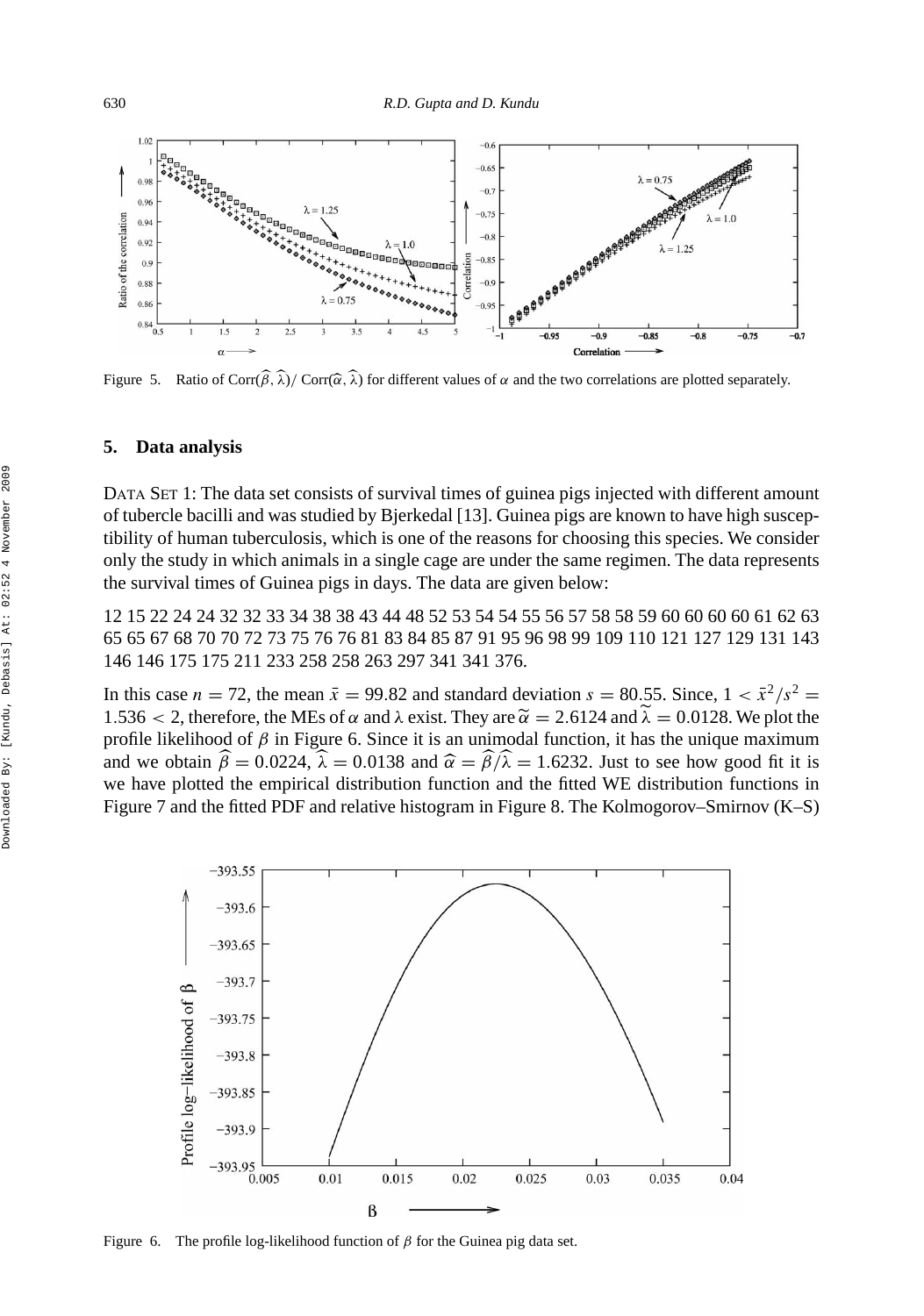Figure 5. Ratio of Corr$(\widehat{\beta}, \widehat{\lambda})$/ Corr$(\widehat{\alpha}, \widehat{\lambda})$ for different values of $\alpha$ and the two correlations are plotted separately.

## 5. Data analysis

DATA SET 1: The data set consists of survival times of guinea pigs injected with different amount of tubercle bacilli and was studied by Bjerkedal [13]. Guinea pigs are known to have high susceptibility of human tuberculosis, which is one of the reasons for choosing this species. We consider only the study in which animals in a single cage are under the same regimen. The data represents the survival times of Guinea pigs in days. The data are given below:

12 15 22 24 24 32 32 33 34 38 38 43 44 48 52 53 54 54 55 56 57 58 58 59 60 60 60 60 61 62 63 65 65 67 68 70 70 72 73 75 76 76 81 83 84 85 87 91 95 96 98 99 109 110 121 127 129 131 143 146 146 175 175 211 233 258 258 263 297 341 341 376.

In this case $n = 72$, the mean $\bar{x} = 99.82$ and standard deviation $s = 80.55$. Since, $1 < \bar{x}^2/s^2 = 1.536 < 2$, therefore, the MEs of $\alpha$ and $\lambda$ exist. They are $\widetilde{\alpha} = 2.6124$ and $\widetilde{\lambda} = 0.0128$. We plot the profile likelihood of $\beta$ in Figure 6. Since it is an unimodal function, it has the unique maximum and we obtain $\widehat{\beta} = 0.0224$, $\widehat{\lambda} = 0.0138$ and $\widehat{\alpha} = \widehat{\beta}/\widehat{\lambda} = 1.6232$. Just to see how good fit it is we have plotted the empirical distribution function and the fitted WE distribution functions in Figure 7 and the fitted PDF and relative histogram in Figure 8. The Kolmogorov–Smirnov (K–S)

Figure 6. The profile log-likelihood function of $\beta$ for the Guinea pig data set.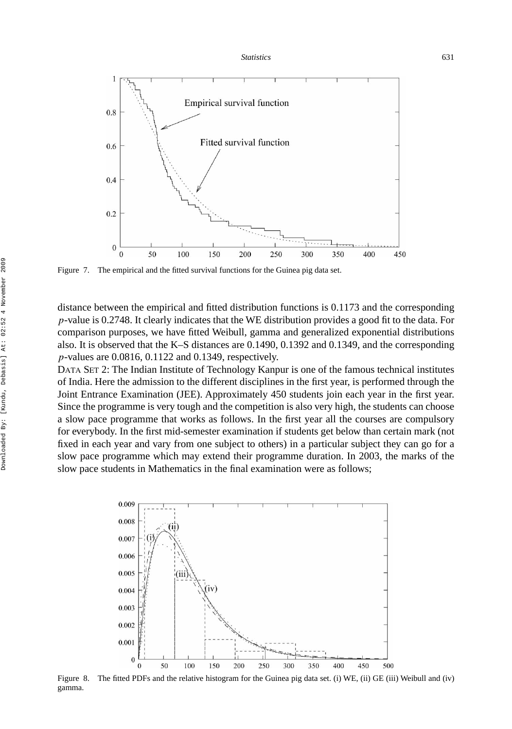Figure 7. The empirical and the fitted survival functions for the Guinea pig data set.

distance between the empirical and fitted distribution functions is 0.1173 and the corresponding $p$-value is 0.2748. It clearly indicates that the WE distribution provides a good fit to the data. For comparison purposes, we have fitted Weibull, gamma and generalized exponential distributions also. It is observed that the K–S distances are 0.1490, 0.1392 and 0.1349, and the corresponding $p$-values are 0.0816, 0.1122 and 0.1349, respectively.

DATA SET 2: The Indian Institute of Technology Kanpur is one of the famous technical institutes of India. Here the admission to the different disciplines in the first year, is performed through the Joint Entrance Examination (JEE). Approximately 450 students join each year in the first year. Since the programme is very tough and the competition is also very high, the students can choose a slow pace programme that works as follows. In the first year all the courses are compulsory for everybody. In the first mid-semester examination if students get below than certain mark (not fixed in each year and vary from one subject to others) in a particular subject they can go for a slow pace programme which may extend their programme duration. In 2003, the marks of the slow pace students in Mathematics in the final examination were as follows;

Figure 8. The fitted PDFs and the relative histogram for the Guinea pig data set. (i) WE, (ii) GE (iii) Weibull and (iv) gamma.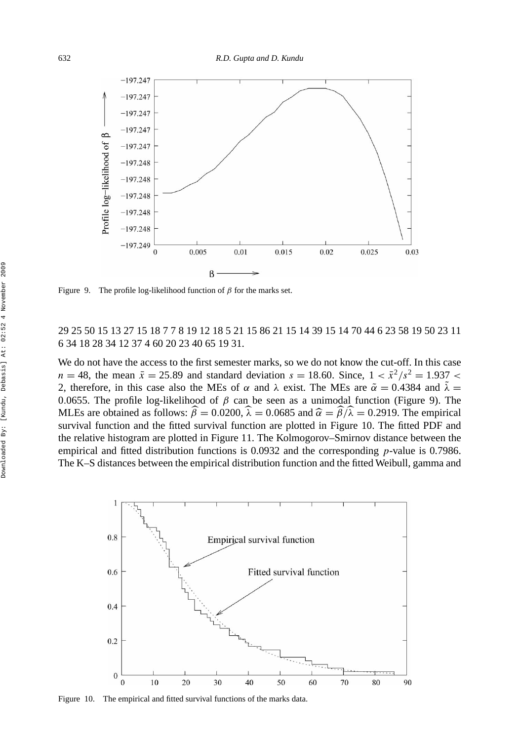Figure 9. The profile log-likelihood function of $\beta$ for the marks set.

29 25 50 15 13 27 15 18 7 7 8 19 12 18 5 21 15 86 21 15 14 39 15 14 70 44 6 23 58 19 50 23 11 6 34 18 28 34 12 37 4 60 20 23 40 65 19 31.

We do not have the access to the first semester marks, so we do not know the cut-off. In this case $n = 48$, the mean $\bar{x} = 25.89$ and standard deviation $s = 18.60$. Since, $1 < \bar{x}^2/s^2 = 1.937 < 2$, therefore, in this case also the MEs of $\alpha$ and $\lambda$ exist. The MEs are $\tilde{\alpha} = 0.4384$ and $\tilde{\lambda} = 0.0655$. The profile log-likelihood of $\beta$ can be seen as a unimodal function (Figure 9). The MLEs are obtained as follows: $\widehat{\beta} = 0.0200$, $\widehat{\lambda} = 0.0685$ and $\widehat{\alpha} = \widehat{\beta}/\widehat{\lambda} = 0.2919$. The empirical survival function and the fitted survival function are plotted in Figure 10. The fitted PDF and the relative histogram are plotted in Figure 11. The Kolmogorov–Smirnov distance between the empirical and fitted distribution functions is 0.0932 and the corresponding $p$-value is 0.7986. The K–S distances between the empirical distribution function and the fitted Weibull, gamma and

Figure 10. The empirical and fitted survival functions of the marks data.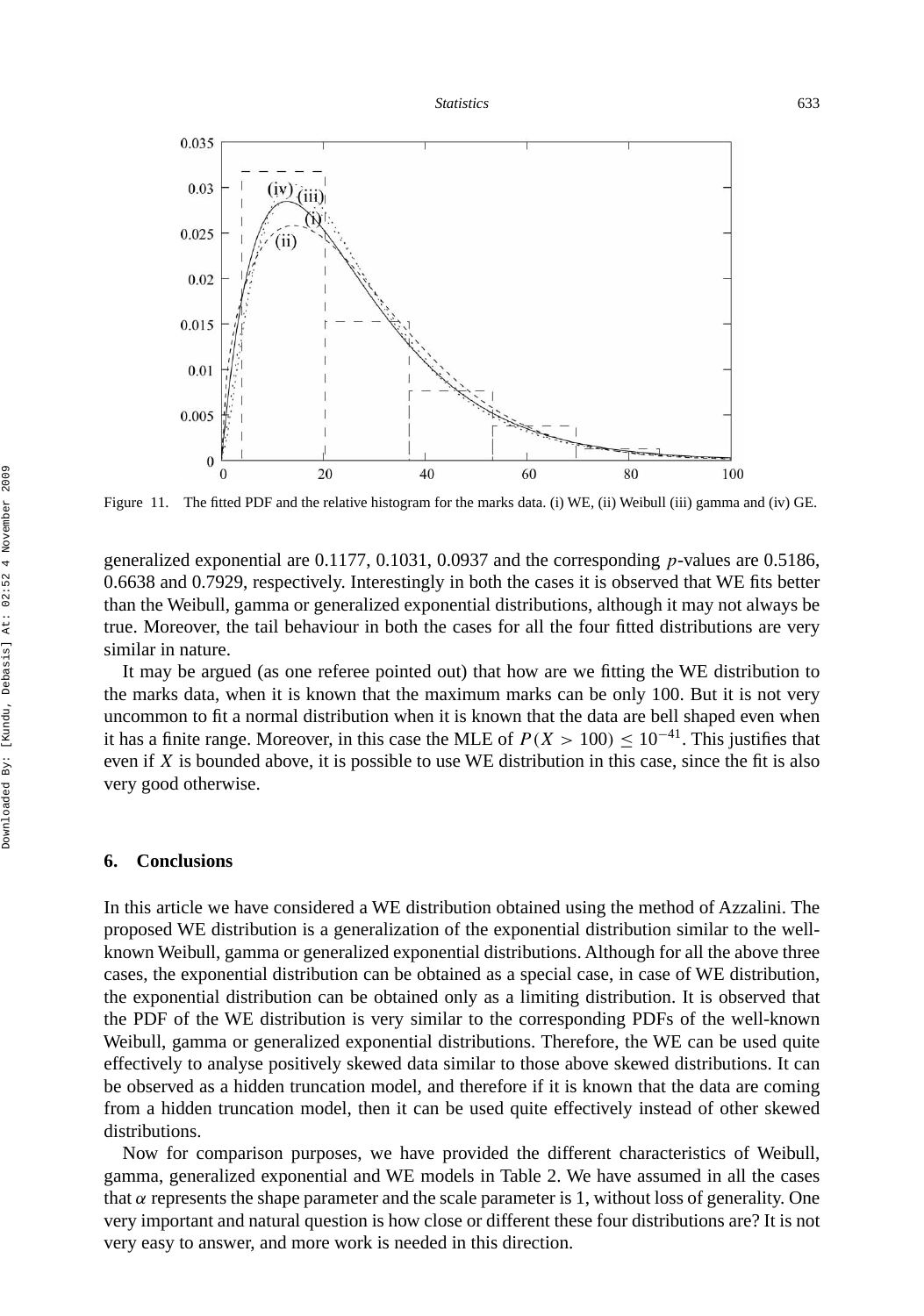Figure 11. The fitted PDF and the relative histogram for the marks data. (i) WE, (ii) Weibull (iii) gamma and (iv) GE.

generalized exponential are 0.1177, 0.1031, 0.0937 and the corresponding $p$-values are 0.5186, 0.6638 and 0.7929, respectively. Interestingly in both the cases it is observed that WE fits better than the Weibull, gamma or generalized exponential distributions, although it may not always be true. Moreover, the tail behaviour in both the cases for all the four fitted distributions are very similar in nature.

It may be argued (as one referee pointed out) that how are we fitting the WE distribution to the marks data, when it is known that the maximum marks can be only 100. But it is not very uncommon to fit a normal distribution when it is known that the data are bell shaped even when it has a finite range. Moreover, in this case the MLE of $P(X > 100) \leq 10^{-41}$. This justifies that even if $X$ is bounded above, it is possible to use WE distribution in this case, since the fit is also very good otherwise.

## 6. Conclusions

In this article we have considered a WE distribution obtained using the method of Azzalini. The proposed WE distribution is a generalization of the exponential distribution similar to the well-known Weibull, gamma or generalized exponential distributions. Although for all the above three cases, the exponential distribution can be obtained as a special case, in case of WE distribution, the exponential distribution can be obtained only as a limiting distribution. It is observed that the PDF of the WE distribution is very similar to the corresponding PDFs of the well-known Weibull, gamma or generalized exponential distributions. Therefore, the WE can be used quite effectively to analyse positively skewed data similar to those above skewed distributions. It can be observed as a hidden truncation model, and therefore if it is known that the data are coming from a hidden truncation model, then it can be used quite effectively instead of other skewed distributions.

Now for comparison purposes, we have provided the different characteristics of Weibull, gamma, generalized exponential and WE models in Table 2. We have assumed in all the cases that $\alpha$ represents the shape parameter and the scale parameter is 1, without loss of generality. One very important and natural question is how close or different these four distributions are? It is not very easy to answer, and more work is needed in this direction.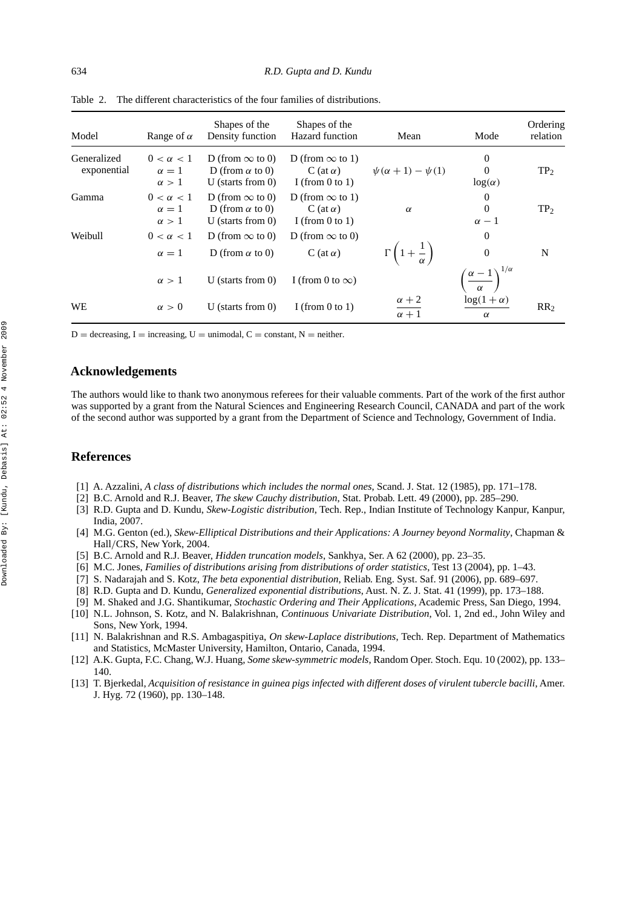Table 2. The different characteristics of the four families of distributions.

| Model | Range of $\alpha$ | Shapes of the Density function | Shapes of the Hazard function | Mean | Mode | Ordering relation |
|---|---|---|---|---|---|---|
| Generalized exponential | $0 < \alpha < 1$ | D (from $\infty$ to 0) | D (from $\infty$ to 1) | | 0 | |
| | $\alpha = 1$ | D (from $\alpha$ to 0) | C (at $\alpha$) | $\psi(\alpha+1) - \psi(1)$ | 0 | $TP_2$ |
| | $\alpha > 1$ | U (starts from 0) | I (from 0 to 1) | | $\log(\alpha)$ | |
| Gamma | $0 < \alpha < 1$ | D (from $\infty$ to 0) | D (from $\infty$ to 1) | | 0 | |
| | $\alpha = 1$ | D (from $\alpha$ to 0) | C (at $\alpha$) | $\alpha$ | 0 | $TP_2$ |
| | $\alpha > 1$ | U (starts from 0) | I (from 0 to 1) | | $\alpha - 1$ | |
| Weibull | $0 < \alpha < 1$ | D (from $\infty$ to 0) | D (from $\infty$ to 0) | | 0 | |
| | $\alpha = 1$ | D (from $\alpha$ to 0) | C (at $\alpha$) | $\Gamma\left(1+\frac{1}{\alpha}\right)$ | 0 | N |
| | $\alpha > 1$ | U (starts from 0) | I (from 0 to $\infty$) | | $\left(\frac{\alpha-1}{\alpha}\right)^{1/\alpha}$ | |
| WE | $\alpha > 0$ | U (starts from 0) | I (from 0 to 1) | $\frac{\alpha+2}{\alpha+1}$ | $\frac{\log(1+\alpha)}{\alpha}$ | $RR_2$ |

D = decreasing, I = increasing, U = unimodal, C = constant, N = neither.

## Acknowledgements

The authors would like to thank two anonymous referees for their valuable comments. Part of the work of the first author was supported by a grant from the Natural Sciences and Engineering Research Council, CANADA and part of the work of the second author was supported by a grant from the Department of Science and Technology, Government of India.

## References

[1] A. Azzalini, *A class of distributions which includes the normal ones*, Scand. J. Stat. 12 (1985), pp. 171–178.
[2] B.C. Arnold and R.J. Beaver, *The skew Cauchy distribution*, Stat. Probab. Lett. 49 (2000), pp. 285–290.
[3] R.D. Gupta and D. Kundu, *Skew-Logistic distribution*, Tech. Rep., Indian Institute of Technology Kanpur, Kanpur, India, 2007.
[4] M.G. Genton (ed.), *Skew-Elliptical Distributions and their Applications: A Journey beyond Normality*, Chapman & Hall/CRS, New York, 2004.
[5] B.C. Arnold and R.J. Beaver, *Hidden truncation models*, Sankhya, Ser. A 62 (2000), pp. 23–35.
[6] M.C. Jones, *Families of distributions arising from distributions of order statistics*, Test 13 (2004), pp. 1–43.
[7] S. Nadarajah and S. Kotz, *The beta exponential distribution*, Reliab. Eng. Syst. Saf. 91 (2006), pp. 689–697.
[8] R.D. Gupta and D. Kundu, *Generalized exponential distributions*, Aust. N. Z. J. Stat. 41 (1999), pp. 173–188.
[9] M. Shaked and J.G. Shantikumar, *Stochastic Ordering and Their Applications*, Academic Press, San Diego, 1994.
[10] N.L. Johnson, S. Kotz, and N. Balakrishnan, *Continuous Univariate Distribution*, Vol. 1, 2nd ed., John Wiley and Sons, New York, 1994.
[11] N. Balakrishnan and R.S. Ambagaspitiya, *On skew-Laplace distributions*, Tech. Rep. Department of Mathematics and Statistics, McMaster University, Hamilton, Ontario, Canada, 1994.
[12] A.K. Gupta, F.C. Chang, W.J. Huang, *Some skew-symmetric models*, Random Oper. Stoch. Equ. 10 (2002), pp. 133–140.
[13] T. Bjerkedal, *Acquisition of resistance in guinea pigs infected with different doses of virulent tubercle bacilli*, Amer. J. Hyg. 72 (1960), pp. 130–148.